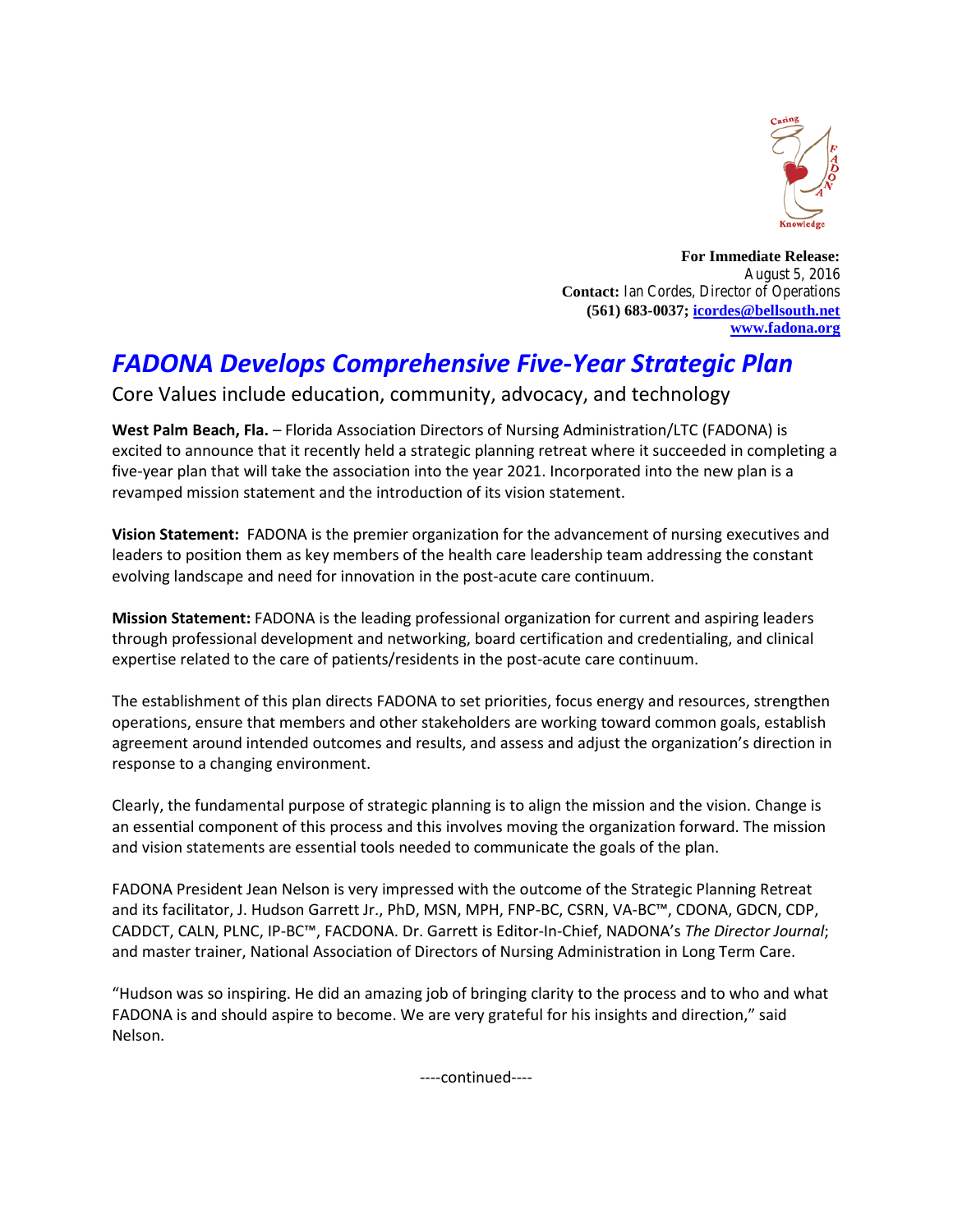**For Immediate Release:**
August 5, 2016
**Contact:** Ian Cordes, Director of Operations
**(561) 683-0037; icordes@bellsouth.net**
**www.fadona.org**

# *FADONA Develops Comprehensive Five-Year Strategic Plan*

Core Values include education, community, advocacy, and technology

**West Palm Beach, Fla.** – Florida Association Directors of Nursing Administration/LTC (FADONA) is excited to announce that it recently held a strategic planning retreat where it succeeded in completing a five-year plan that will take the association into the year 2021. Incorporated into the new plan is a revamped mission statement and the introduction of its vision statement.

**Vision Statement:** FADONA is the premier organization for the advancement of nursing executives and leaders to position them as key members of the health care leadership team addressing the constant evolving landscape and need for innovation in the post-acute care continuum.

**Mission Statement:** FADONA is the leading professional organization for current and aspiring leaders through professional development and networking, board certification and credentialing, and clinical expertise related to the care of patients/residents in the post-acute care continuum.

The establishment of this plan directs FADONA to set priorities, focus energy and resources, strengthen operations, ensure that members and other stakeholders are working toward common goals, establish agreement around intended outcomes and results, and assess and adjust the organization's direction in response to a changing environment.

Clearly, the fundamental purpose of strategic planning is to align the mission and the vision. Change is an essential component of this process and this involves moving the organization forward. The mission and vision statements are essential tools needed to communicate the goals of the plan.

FADONA President Jean Nelson is very impressed with the outcome of the Strategic Planning Retreat and its facilitator, J. Hudson Garrett Jr., PhD, MSN, MPH, FNP-BC, CSRN, VA-BC™, CDONA, GDCN, CDP, CADDCT, CALN, PLNC, IP-BC™, FACDONA. Dr. Garrett is Editor-In-Chief, NADONA's *The Director Journal*; and master trainer, National Association of Directors of Nursing Administration in Long Term Care.

"Hudson was so inspiring. He did an amazing job of bringing clarity to the process and to who and what FADONA is and should aspire to become. We are very grateful for his insights and direction," said Nelson.

----continued----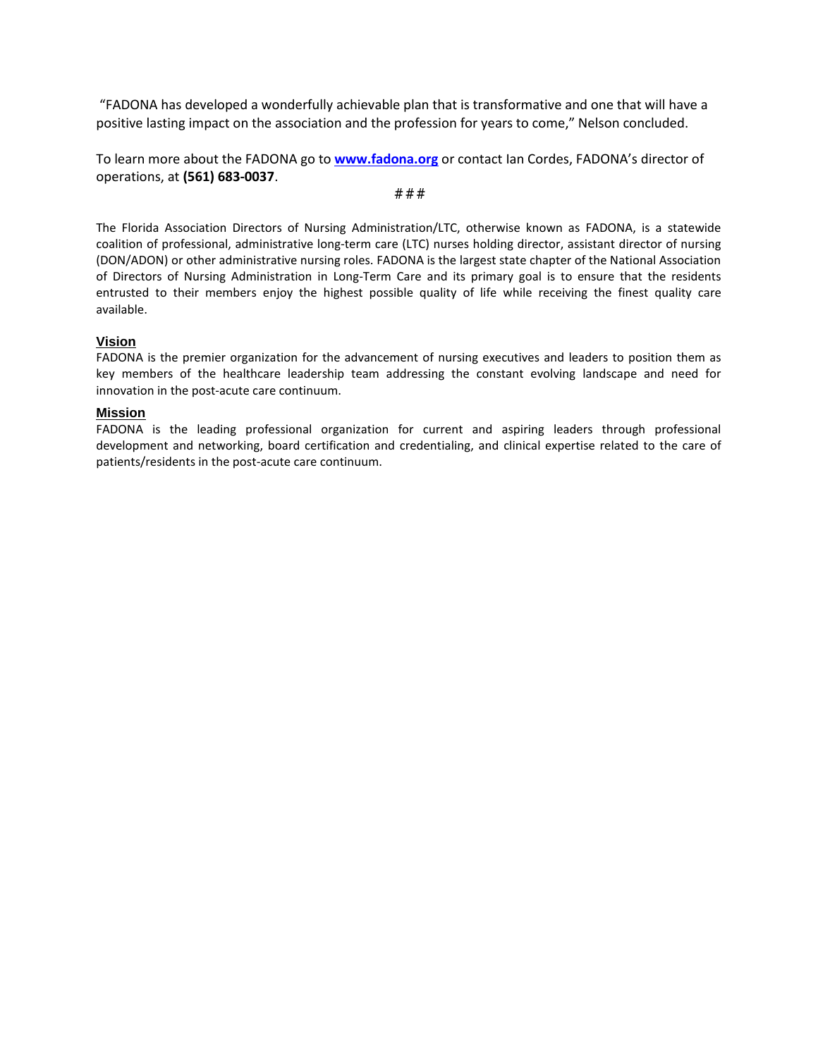"FADONA has developed a wonderfully achievable plan that is transformative and one that will have a positive lasting impact on the association and the profession for years to come," Nelson concluded.

To learn more about the FADONA go to **www.fadona.org** or contact Ian Cordes, FADONA's director of operations, at **(561) 683-0037**.

###

The Florida Association Directors of Nursing Administration/LTC, otherwise known as FADONA, is a statewide coalition of professional, administrative long-term care (LTC) nurses holding director, assistant director of nursing (DON/ADON) or other administrative nursing roles. FADONA is the largest state chapter of the National Association of Directors of Nursing Administration in Long-Term Care and its primary goal is to ensure that the residents entrusted to their members enjoy the highest possible quality of life while receiving the finest quality care available.

**Vision**

FADONA is the premier organization for the advancement of nursing executives and leaders to position them as key members of the healthcare leadership team addressing the constant evolving landscape and need for innovation in the post-acute care continuum.

**Mission**

FADONA is the leading professional organization for current and aspiring leaders through professional development and networking, board certification and credentialing, and clinical expertise related to the care of patients/residents in the post-acute care continuum.